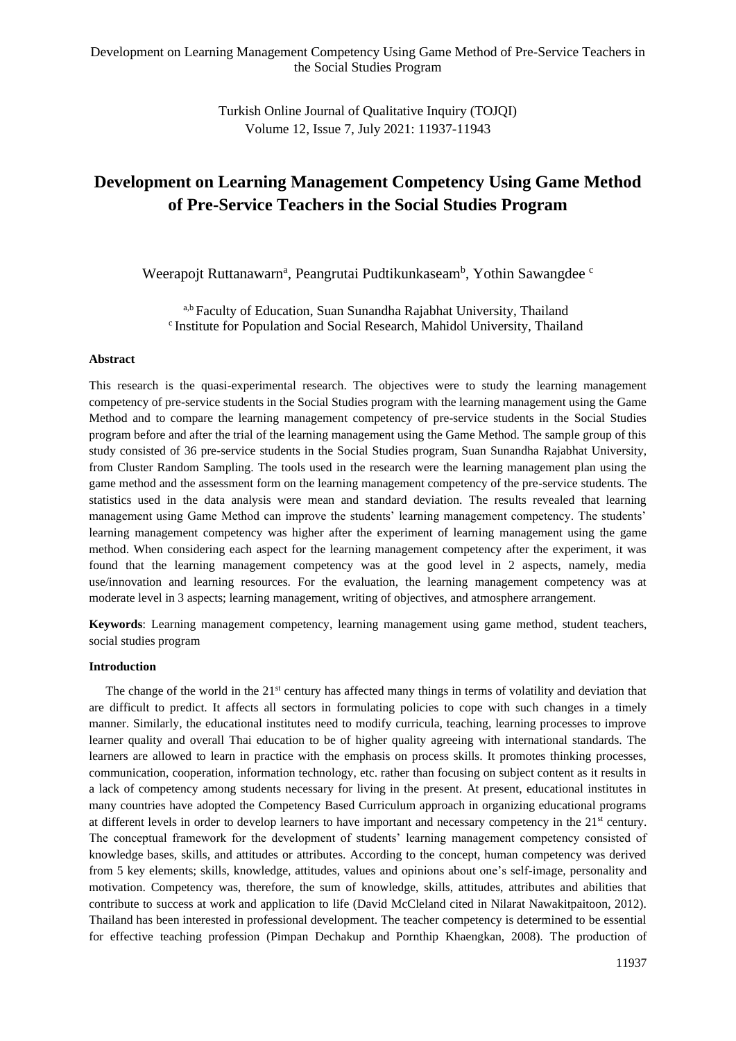# Development on Learning Management Competency Using Game Method of Pre-Service Teachers in the Social Studies Program

Weerapojt Ruttanawarn[a], Peangrutai Pudtikunkaseam[b], Yothin Sawangdee [c]

[a,b] Faculty of Education, Suan Sunandha Rajabhat University, Thailand
[c] Institute for Population and Social Research, Mahidol University, Thailand

## Abstract

This research is the quasi-experimental research. The objectives were to study the learning management competency of pre-service students in the Social Studies program with the learning management using the Game Method and to compare the learning management competency of pre-service students in the Social Studies program before and after the trial of the learning management using the Game Method. The sample group of this study consisted of 36 pre-service students in the Social Studies program, Suan Sunandha Rajabhat University, from Cluster Random Sampling. The tools used in the research were the learning management plan using the game method and the assessment form on the learning management competency of the pre-service students. The statistics used in the data analysis were mean and standard deviation. The results revealed that learning management using Game Method can improve the students' learning management competency. The students' learning management competency was higher after the experiment of learning management using the game method. When considering each aspect for the learning management competency after the experiment, it was found that the learning management competency was at the good level in 2 aspects, namely, media use/innovation and learning resources. For the evaluation, the learning management competency was at moderate level in 3 aspects; learning management, writing of objectives, and atmosphere arrangement.

**Keywords**: Learning management competency, learning management using game method, student teachers, social studies program

## Introduction

The change of the world in the 21st century has affected many things in terms of volatility and deviation that are difficult to predict. It affects all sectors in formulating policies to cope with such changes in a timely manner. Similarly, the educational institutes need to modify curricula, teaching, learning processes to improve learner quality and overall Thai education to be of higher quality agreeing with international standards. The learners are allowed to learn in practice with the emphasis on process skills. It promotes thinking processes, communication, cooperation, information technology, etc. rather than focusing on subject content as it results in a lack of competency among students necessary for living in the present. At present, educational institutes in many countries have adopted the Competency Based Curriculum approach in organizing educational programs at different levels in order to develop learners to have important and necessary competency in the 21st century. The conceptual framework for the development of students' learning management competency consisted of knowledge bases, skills, and attitudes or attributes. According to the concept, human competency was derived from 5 key elements; skills, knowledge, attitudes, values and opinions about one's self-image, personality and motivation. Competency was, therefore, the sum of knowledge, skills, attitudes, attributes and abilities that contribute to success at work and application to life (David McCleland cited in Nilarat Nawakitpaitoon, 2012). Thailand has been interested in professional development. The teacher competency is determined to be essential for effective teaching profession (Pimpan Dechakup and Pornthip Khaengkan, 2008). The production of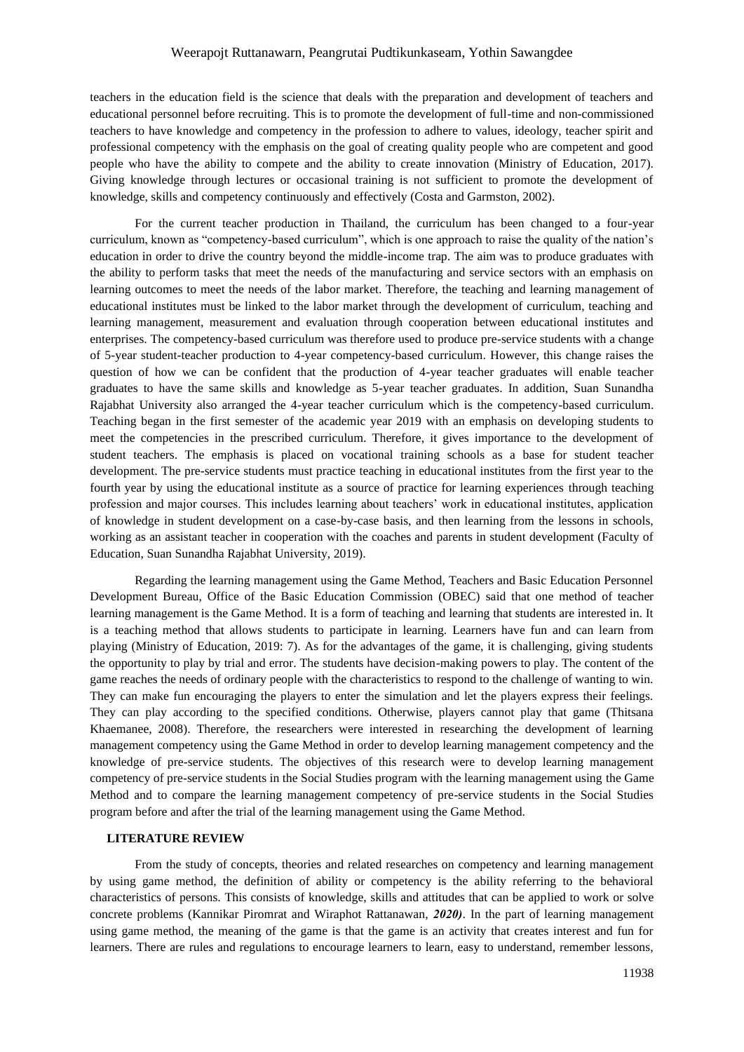teachers in the education field is the science that deals with the preparation and development of teachers and educational personnel before recruiting. This is to promote the development of full-time and non-commissioned teachers to have knowledge and competency in the profession to adhere to values, ideology, teacher spirit and professional competency with the emphasis on the goal of creating quality people who are competent and good people who have the ability to compete and the ability to create innovation (Ministry of Education, 2017). Giving knowledge through lectures or occasional training is not sufficient to promote the development of knowledge, skills and competency continuously and effectively (Costa and Garmston, 2002).

For the current teacher production in Thailand, the curriculum has been changed to a four-year curriculum, known as "competency-based curriculum", which is one approach to raise the quality of the nation's education in order to drive the country beyond the middle-income trap. The aim was to produce graduates with the ability to perform tasks that meet the needs of the manufacturing and service sectors with an emphasis on learning outcomes to meet the needs of the labor market. Therefore, the teaching and learning management of educational institutes must be linked to the labor market through the development of curriculum, teaching and learning management, measurement and evaluation through cooperation between educational institutes and enterprises. The competency-based curriculum was therefore used to produce pre-service students with a change of 5-year student-teacher production to 4-year competency-based curriculum. However, this change raises the question of how we can be confident that the production of 4-year teacher graduates will enable teacher graduates to have the same skills and knowledge as 5-year teacher graduates. In addition, Suan Sunandha Rajabhat University also arranged the 4-year teacher curriculum which is the competency-based curriculum. Teaching began in the first semester of the academic year 2019 with an emphasis on developing students to meet the competencies in the prescribed curriculum. Therefore, it gives importance to the development of student teachers. The emphasis is placed on vocational training schools as a base for student teacher development. The pre-service students must practice teaching in educational institutes from the first year to the fourth year by using the educational institute as a source of practice for learning experiences through teaching profession and major courses. This includes learning about teachers' work in educational institutes, application of knowledge in student development on a case-by-case basis, and then learning from the lessons in schools, working as an assistant teacher in cooperation with the coaches and parents in student development (Faculty of Education, Suan Sunandha Rajabhat University, 2019).

Regarding the learning management using the Game Method, Teachers and Basic Education Personnel Development Bureau, Office of the Basic Education Commission (OBEC) said that one method of teacher learning management is the Game Method. It is a form of teaching and learning that students are interested in. It is a teaching method that allows students to participate in learning. Learners have fun and can learn from playing (Ministry of Education, 2019: 7). As for the advantages of the game, it is challenging, giving students the opportunity to play by trial and error. The students have decision-making powers to play. The content of the game reaches the needs of ordinary people with the characteristics to respond to the challenge of wanting to win. They can make fun encouraging the players to enter the simulation and let the players express their feelings. They can play according to the specified conditions. Otherwise, players cannot play that game (Thitsana Khaemanee, 2008). Therefore, the researchers were interested in researching the development of learning management competency using the Game Method in order to develop learning management competency and the knowledge of pre-service students. The objectives of this research were to develop learning management competency of pre-service students in the Social Studies program with the learning management using the Game Method and to compare the learning management competency of pre-service students in the Social Studies program before and after the trial of the learning management using the Game Method.

## LITERATURE REVIEW

From the study of concepts, theories and related researches on competency and learning management by using game method, the definition of ability or competency is the ability referring to the behavioral characteristics of persons. This consists of knowledge, skills and attitudes that can be applied to work or solve concrete problems (Kannikar Piromrat and Wiraphot Rattanawan, ***2020)***. In the part of learning management using game method, the meaning of the game is that the game is an activity that creates interest and fun for learners. There are rules and regulations to encourage learners to learn, easy to understand, remember lessons,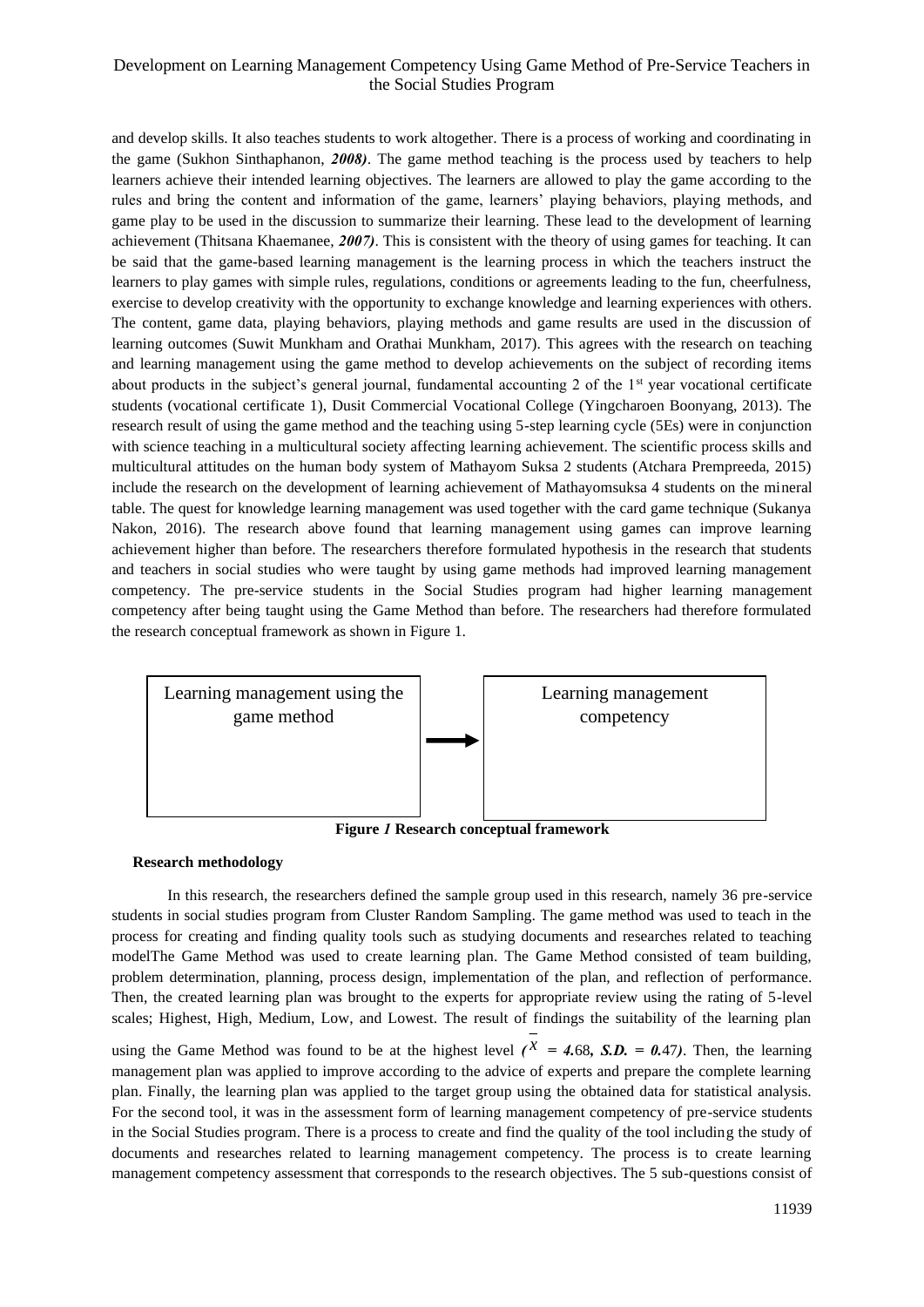and develop skills. It also teaches students to work altogether. There is a process of working and coordinating in the game (Sukhon Sinthaphanon, ***2008)***. The game method teaching is the process used by teachers to help learners achieve their intended learning objectives. The learners are allowed to play the game according to the rules and bring the content and information of the game, learners' playing behaviors, playing methods, and game play to be used in the discussion to summarize their learning. These lead to the development of learning achievement (Thitsana Khaemanee, ***2007)***. This is consistent with the theory of using games for teaching. It can be said that the game-based learning management is the learning process in which the teachers instruct the learners to play games with simple rules, regulations, conditions or agreements leading to the fun, cheerfulness, exercise to develop creativity with the opportunity to exchange knowledge and learning experiences with others. The content, game data, playing behaviors, playing methods and game results are used in the discussion of learning outcomes (Suwit Munkham and Orathai Munkham, 2017). This agrees with the research on teaching and learning management using the game method to develop achievements on the subject of recording items about products in the subject's general journal, fundamental accounting 2 of the 1st year vocational certificate students (vocational certificate 1), Dusit Commercial Vocational College (Yingcharoen Boonyang, 2013). The research result of using the game method and the teaching using 5-step learning cycle (5Es) were in conjunction with science teaching in a multicultural society affecting learning achievement. The scientific process skills and multicultural attitudes on the human body system of Mathayom Suksa 2 students (Atchara Prempreeda, 2015) include the research on the development of learning achievement of Mathayomsuksa 4 students on the mineral table. The quest for knowledge learning management was used together with the card game technique (Sukanya Nakon, 2016). The research above found that learning management using games can improve learning achievement higher than before. The researchers therefore formulated hypothesis in the research that students and teachers in social studies who were taught by using game methods had improved learning management competency. The pre-service students in the Social Studies program had higher learning management competency after being taught using the Game Method than before. The researchers had therefore formulated the research conceptual framework as shown in Figure 1.

Learning management using the game method → Learning management competency

**Figure *1* Research conceptual framework**

**Research methodology**

In this research, the researchers defined the sample group used in this research, namely 36 pre-service students in social studies program from Cluster Random Sampling. The game method was used to teach in the process for creating and finding quality tools such as studying documents and researches related to teaching modelThe Game Method was used to create learning plan. The Game Method consisted of team building, problem determination, planning, process design, implementation of the plan, and reflection of performance. Then, the created learning plan was brought to the experts for appropriate review using the rating of 5-level scales; Highest, High, Medium, Low, and Lowest. The result of findings the suitability of the learning plan using the Game Method was found to be at the highest level ($\bar{X}$ = 4.68, ***S.D.*** = 0.47). Then, the learning management plan was applied to improve according to the advice of experts and prepare the complete learning plan. Finally, the learning plan was applied to the target group using the obtained data for statistical analysis. For the second tool, it was in the assessment form of learning management competency of pre-service students in the Social Studies program. There is a process to create and find the quality of the tool including the study of documents and researches related to learning management competency. The process is to create learning management competency assessment that corresponds to the research objectives. The 5 sub-questions consist of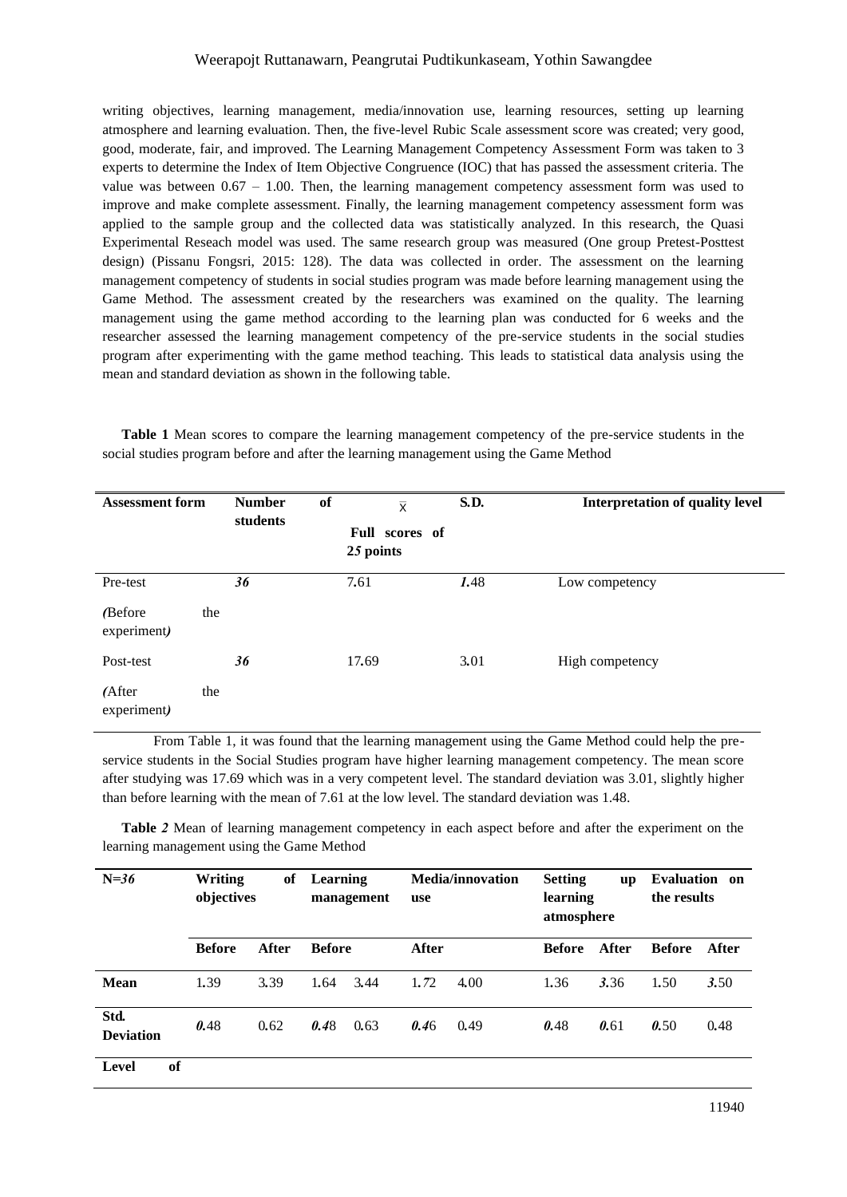writing objectives, learning management, media/innovation use, learning resources, setting up learning atmosphere and learning evaluation. Then, the five-level Rubic Scale assessment score was created; very good, good, moderate, fair, and improved. The Learning Management Competency Assessment Form was taken to 3 experts to determine the Index of Item Objective Congruence (IOC) that has passed the assessment criteria. The value was between 0.67 – 1.00. Then, the learning management competency assessment form was used to improve and make complete assessment. Finally, the learning management competency assessment form was applied to the sample group and the collected data was statistically analyzed. In this research, the Quasi Experimental Reseach model was used. The same research group was measured (One group Pretest-Posttest design) (Pissanu Fongsri, 2015: 128). The data was collected in order. The assessment on the learning management competency of students in social studies program was made before learning management using the Game Method. The assessment created by the researchers was examined on the quality. The learning management using the game method according to the learning plan was conducted for 6 weeks and the researcher assessed the learning management competency of the pre-service students in the social studies program after experimenting with the game method teaching. This leads to statistical data analysis using the mean and standard deviation as shown in the following table.

**Table 1** Mean scores to compare the learning management competency of the pre-service students in the social studies program before and after the learning management using the Game Method

| Assessment form | Number of students | $\bar{x}$ Full scores of 25 points | S.D. | Interpretation of quality level |
|---|---|---|---|---|
| Pre-test (Before the experiment) | 36 | 7.61 | 1.48 | Low competency |
| Post-test (After the experiment) | 36 | 17.69 | 3.01 | High competency |

From Table 1, it was found that the learning management using the Game Method could help the pre-service students in the Social Studies program have higher learning management competency. The mean score after studying was 17.69 which was in a very competent level. The standard deviation was 3.01, slightly higher than before learning with the mean of 7.61 at the low level. The standard deviation was 1.48.

**Table 2** Mean of learning management competency in each aspect before and after the experiment on the learning management using the Game Method

| N=36 | Writing of objectives | | Learning management | | Media/innovation use | | Setting up learning atmosphere | | Evaluation on the results | |
|---|---|---|---|---|---|---|---|---|---|---|
| | Before | After | Before | | After | | Before | After | Before | After |
| Mean | 1.39 | 3.39 | 1.64 | 3.44 | 1.72 | 4.00 | 1.36 | 3.36 | 1.50 | 3.50 |
| Std. Deviation | 0.48 | 0.62 | 0.48 | 0.63 | 0.46 | 0.49 | 0.48 | 0.61 | 0.50 | 0.48 |
| Level of | | | | | | | | | | |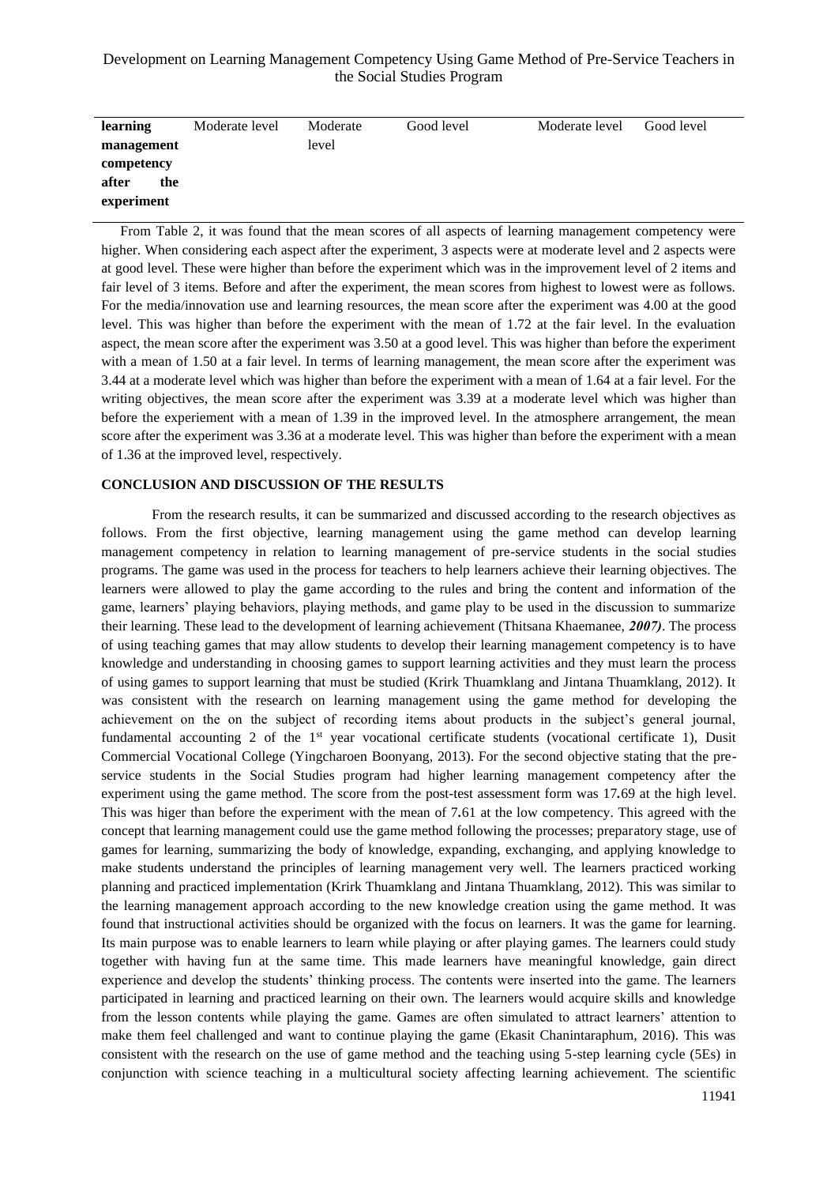| **learning management competency after the experiment** | Moderate level | Moderate level | Good level | Moderate level | Good level |
|---|---|---|---|---|---|

From Table 2, it was found that the mean scores of all aspects of learning management competency were higher. When considering each aspect after the experiment, 3 aspects were at moderate level and 2 aspects were at good level. These were higher than before the experiment which was in the improvement level of 2 items and fair level of 3 items. Before and after the experiment, the mean scores from highest to lowest were as follows. For the media/innovation use and learning resources, the mean score after the experiment was 4.00 at the good level. This was higher than before the experiment with the mean of 1.72 at the fair level. In the evaluation aspect, the mean score after the experiment was 3.50 at a good level. This was higher than before the experiment with a mean of 1.50 at a fair level. In terms of learning management, the mean score after the experiment was 3.44 at a moderate level which was higher than before the experiment with a mean of 1.64 at a fair level. For the writing objectives, the mean score after the experiment was 3.39 at a moderate level which was higher than before the experiement with a mean of 1.39 in the improved level. In the atmosphere arrangement, the mean score after the experiment was 3.36 at a moderate level. This was higher than before the experiment with a mean of 1.36 at the improved level, respectively.

## CONCLUSION AND DISCUSSION OF THE RESULTS

From the research results, it can be summarized and discussed according to the research objectives as follows. From the first objective, learning management using the game method can develop learning management competency in relation to learning management of pre-service students in the social studies programs. The game was used in the process for teachers to help learners achieve their learning objectives. The learners were allowed to play the game according to the rules and bring the content and information of the game, learners' playing behaviors, playing methods, and game play to be used in the discussion to summarize their learning. These lead to the development of learning achievement (Thitsana Khaemanee, ***2007)***. The process of using teaching games that may allow students to develop their learning management competency is to have knowledge and understanding in choosing games to support learning activities and they must learn the process of using games to support learning that must be studied (Krirk Thuamklang and Jintana Thuamklang, 2012). It was consistent with the research on learning management using the game method for developing the achievement on the on the subject of recording items about products in the subject's general journal, fundamental accounting 2 of the 1st year vocational certificate students (vocational certificate 1), Dusit Commercial Vocational College (Yingcharoen Boonyang, 2013). For the second objective stating that the pre-service students in the Social Studies program had higher learning management competency after the experiment using the game method. The score from the post-test assessment form was 17**.**69 at the high level. This was higer than before the experiment with the mean of 7**.**61 at the low competency. This agreed with the concept that learning management could use the game method following the processes; preparatory stage, use of games for learning, summarizing the body of knowledge, expanding, exchanging, and applying knowledge to make students understand the principles of learning management very well. The learners practiced working planning and practiced implementation (Krirk Thuamklang and Jintana Thuamklang, 2012). This was similar to the learning management approach according to the new knowledge creation using the game method. It was found that instructional activities should be organized with the focus on learners. It was the game for learning. Its main purpose was to enable learners to learn while playing or after playing games. The learners could study together with having fun at the same time. This made learners have meaningful knowledge, gain direct experience and develop the students' thinking process. The contents were inserted into the game. The learners participated in learning and practiced learning on their own. The learners would acquire skills and knowledge from the lesson contents while playing the game. Games are often simulated to attract learners' attention to make them feel challenged and want to continue playing the game (Ekasit Chanintaraphum, 2016). This was consistent with the research on the use of game method and the teaching using 5-step learning cycle (5Es) in conjunction with science teaching in a multicultural society affecting learning achievement. The scientific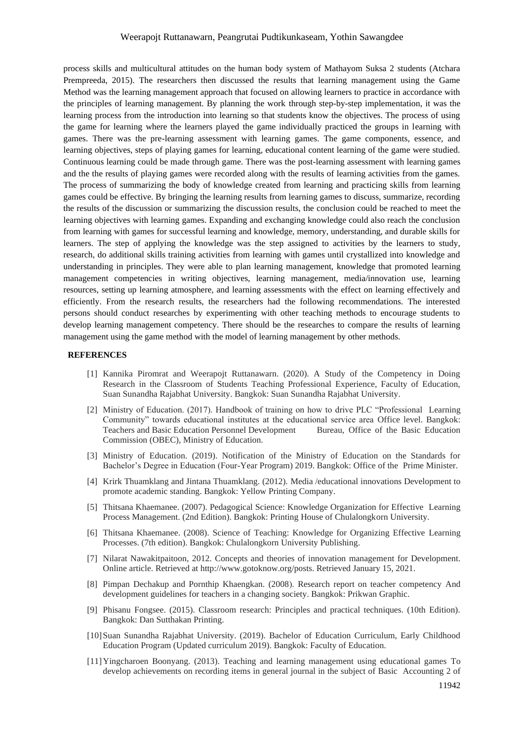process skills and multicultural attitudes on the human body system of Mathayom Suksa 2 students (Atchara Prempreeda, 2015). The researchers then discussed the results that learning management using the Game Method was the learning management approach that focused on allowing learners to practice in accordance with the principles of learning management. By planning the work through step-by-step implementation, it was the learning process from the introduction into learning so that students know the objectives. The process of using the game for learning where the learners played the game individually practiced the groups in learning with games. There was the pre-learning assessment with learning games. The game components, essence, and learning objectives, steps of playing games for learning, educational content learning of the game were studied. Continuous learning could be made through game. There was the post-learning assessment with learning games and the the results of playing games were recorded along with the results of learning activities from the games. The process of summarizing the body of knowledge created from learning and practicing skills from learning games could be effective. By bringing the learning results from learning games to discuss, summarize, recording the results of the discussion or summarizing the discussion results, the conclusion could be reached to meet the learning objectives with learning games. Expanding and exchanging knowledge could also reach the conclusion from learning with games for successful learning and knowledge, memory, understanding, and durable skills for learners. The step of applying the knowledge was the step assigned to activities by the learners to study, research, do additional skills training activities from learning with games until crystallized into knowledge and understanding in principles. They were able to plan learning management, knowledge that promoted learning management competencies in writing objectives, learning management, media/innovation use, learning resources, setting up learning atmosphere, and learning assessments with the effect on learning effectively and efficiently. From the research results, the researchers had the following recommendations. The interested persons should conduct researches by experimenting with other teaching methods to encourage students to develop learning management competency. There should be the researches to compare the results of learning management using the game method with the model of learning management by other methods.

## REFERENCES

[1] Kannika Piromrat and Weerapojt Ruttanawarn. (2020). A Study of the Competency in Doing Research in the Classroom of Students Teaching Professional Experience, Faculty of Education, Suan Sunandha Rajabhat University. Bangkok: Suan Sunandha Rajabhat University.

[2] Ministry of Education. (2017). Handbook of training on how to drive PLC "Professional Learning Community" towards educational institutes at the educational service area Office level. Bangkok: Teachers and Basic Education Personnel Development Bureau, Office of the Basic Education Commission (OBEC), Ministry of Education.

[3] Ministry of Education. (2019). Notification of the Ministry of Education on the Standards for Bachelor's Degree in Education (Four-Year Program) 2019. Bangkok: Office of the Prime Minister.

[4] Krirk Thuamklang and Jintana Thuamklang. (2012). Media /educational innovations Development to promote academic standing. Bangkok: Yellow Printing Company.

[5] Thitsana Khaemanee. (2007). Pedagogical Science: Knowledge Organization for Effective Learning Process Management. (2nd Edition). Bangkok: Printing House of Chulalongkorn University.

[6] Thitsana Khaemanee. (2008). Science of Teaching: Knowledge for Organizing Effective Learning Processes. (7th edition). Bangkok: Chulalongkorn University Publishing.

[7] Nilarat Nawakitpaitoon, 2012. Concepts and theories of innovation management for Development. Online article. Retrieved at http://www.gotoknow.org/posts. Retrieved January 15, 2021.

[8] Pimpan Dechakup and Pornthip Khaengkan. (2008). Research report on teacher competency And development guidelines for teachers in a changing society. Bangkok: Prikwan Graphic.

[9] Phisanu Fongsee. (2015). Classroom research: Principles and practical techniques. (10th Edition). Bangkok: Dan Sutthakan Printing.

[10] Suan Sunandha Rajabhat University. (2019). Bachelor of Education Curriculum, Early Childhood Education Program (Updated curriculum 2019). Bangkok: Faculty of Education.

[11] Yingcharoen Boonyang. (2013). Teaching and learning management using educational games To develop achievements on recording items in general journal in the subject of Basic Accounting 2 of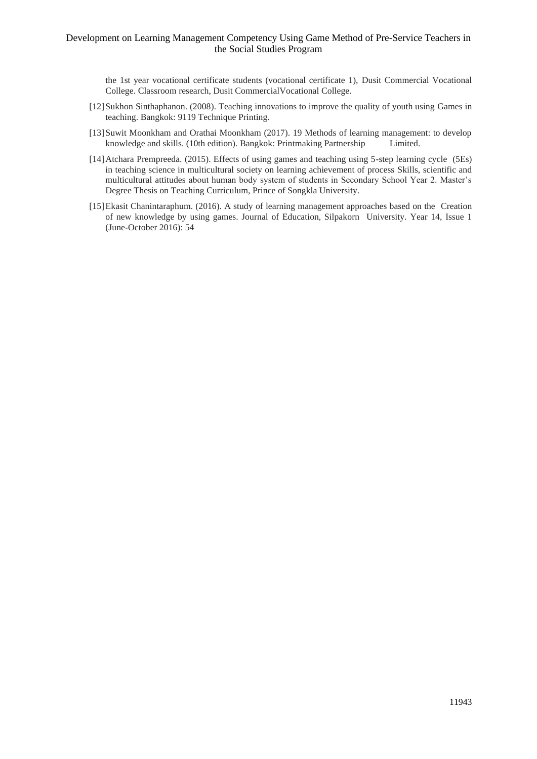the 1st year vocational certificate students (vocational certificate 1), Dusit Commercial Vocational College. Classroom research, Dusit CommercialVocational College.

[12] Sukhon Sinthaphanon. (2008). Teaching innovations to improve the quality of youth using Games in teaching. Bangkok: 9119 Technique Printing.

[13] Suwit Moonkham and Orathai Moonkham (2017). 19 Methods of learning management: to develop knowledge and skills. (10th edition). Bangkok: Printmaking Partnership Limited.

[14] Atchara Prempreeda. (2015). Effects of using games and teaching using 5-step learning cycle (5Es) in teaching science in multicultural society on learning achievement of process Skills, scientific and multicultural attitudes about human body system of students in Secondary School Year 2. Master's Degree Thesis on Teaching Curriculum, Prince of Songkla University.

[15] Ekasit Chanintaraphum. (2016). A study of learning management approaches based on the Creation of new knowledge by using games. Journal of Education, Silpakorn University. Year 14, Issue 1 (June-October 2016): 54